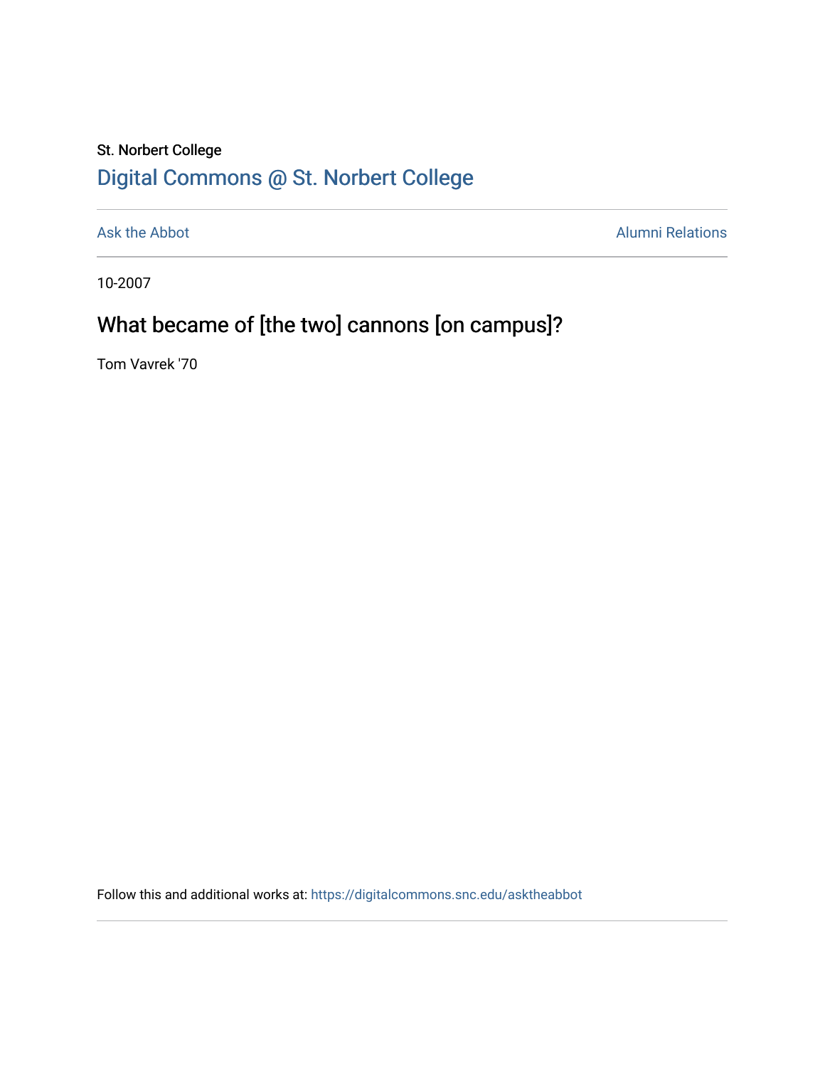St. Norbert College

Digital Commons @ St. Norbert College

Ask the Abbot | Alumni Relations

10-2007

# What became of [the two] cannons [on campus]?

Tom Vavrek '70

Follow this and additional works at: https://digitalcommons.snc.edu/asktheabbot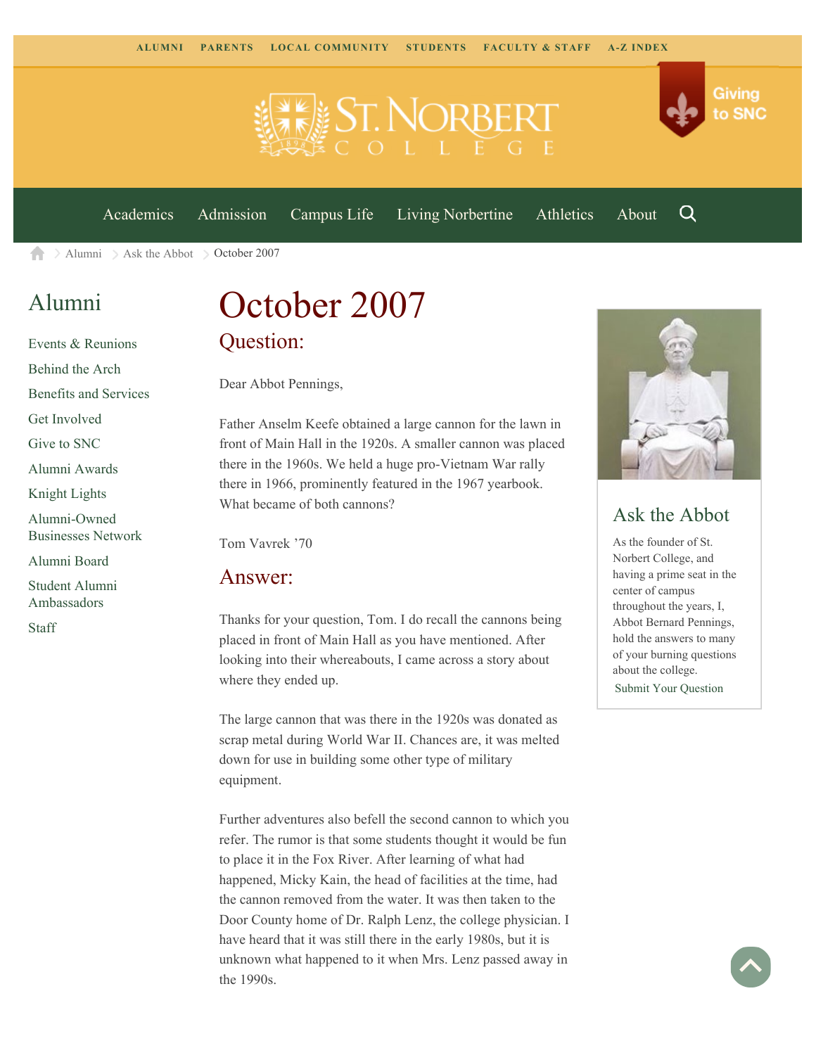ALUMNI   PARENTS   LOCAL COMMUNITY   STUDENTS   FACULTY & STAFF   A-Z INDEX

Giving to SNC

Academics   Admission   Campus Life   Living Norbertine   Athletics   About

Alumni > Ask the Abbot > October 2007

## Alumni

- Events & Reunions
- Behind the Arch
- Benefits and Services
- Get Involved
- Give to SNC
- Alumni Awards
- Knight Lights
- Alumni-Owned Businesses Network
- Alumni Board
- Student Alumni Ambassadors
- Staff

# October 2007

## Question:

Dear Abbot Pennings,

Father Anselm Keefe obtained a large cannon for the lawn in front of Main Hall in the 1920s. A smaller cannon was placed there in the 1960s. We held a huge pro-Vietnam War rally there in 1966, prominently featured in the 1967 yearbook. What became of both cannons?

Tom Vavrek '70

## Answer:

Thanks for your question, Tom. I do recall the cannons being placed in front of Main Hall as you have mentioned. After looking into their whereabouts, I came across a story about where they ended up.

The large cannon that was there in the 1920s was donated as scrap metal during World War II. Chances are, it was melted down for use in building some other type of military equipment.

Further adventures also befell the second cannon to which you refer. The rumor is that some students thought it would be fun to place it in the Fox River. After learning of what had happened, Micky Kain, the head of facilities at the time, had the cannon removed from the water. It was then taken to the Door County home of Dr. Ralph Lenz, the college physician. I have heard that it was still there in the early 1980s, but it is unknown what happened to it when Mrs. Lenz passed away in the 1990s.

## Ask the Abbot

As the founder of St. Norbert College, and having a prime seat in the center of campus throughout the years, I, Abbot Bernard Pennings, hold the answers to many of your burning questions about the college.

Submit Your Question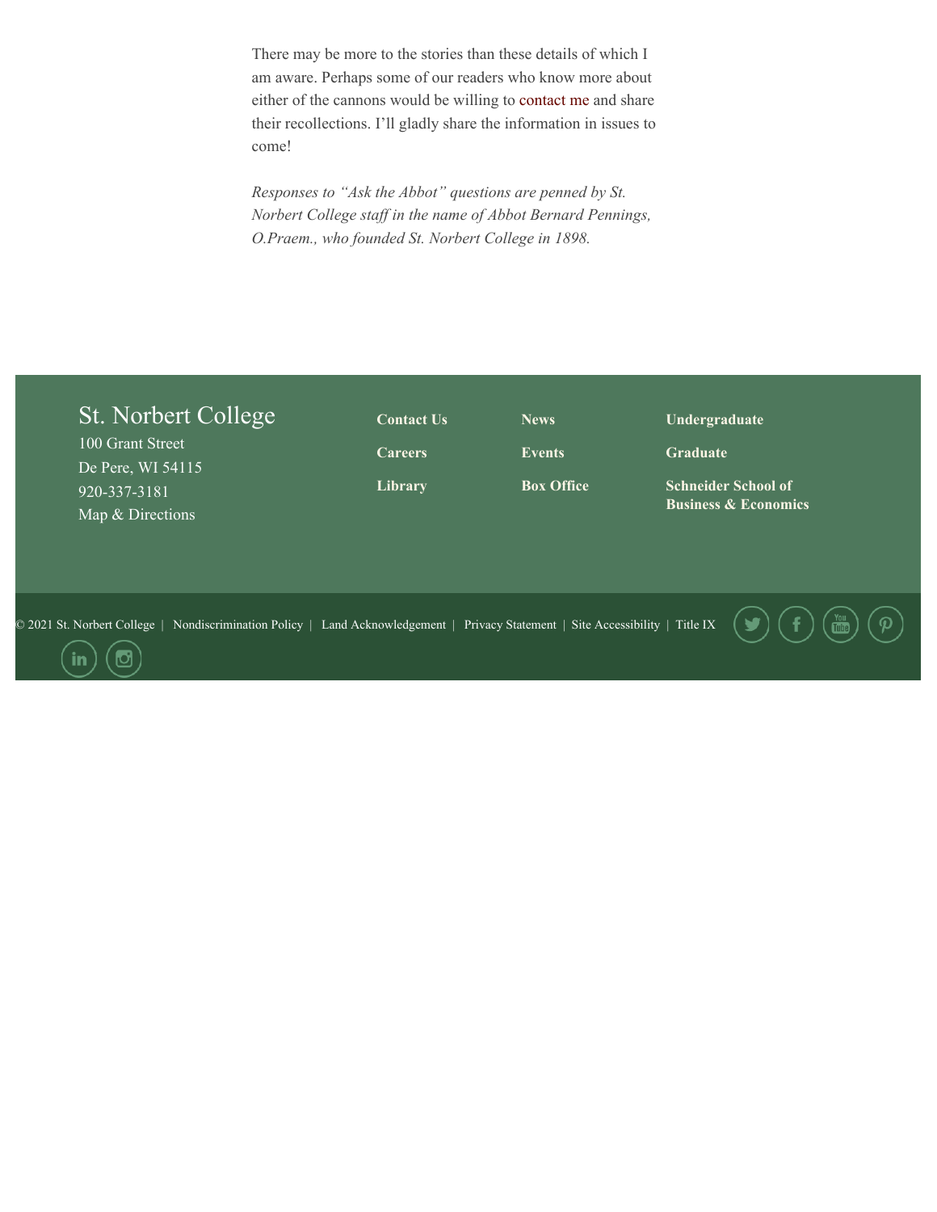There may be more to the stories than these details of which I am aware. Perhaps some of our readers who know more about either of the cannons would be willing to contact me and share their recollections. I'll gladly share the information in issues to come!

*Responses to "Ask the Abbot" questions are penned by St. Norbert College staff in the name of Abbot Bernard Pennings, O.Praem., who founded St. Norbert College in 1898.*

St. Norbert College
100 Grant Street
De Pere, WI 54115
920-337-3181
Map & Directions

**Contact Us**
**Careers**
**Library**

**News**
**Events**
**Box Office**

**Undergraduate**
**Graduate**
**Schneider School of Business & Economics**

© 2021 St. Norbert College | Nondiscrimination Policy | Land Acknowledgement | Privacy Statement | Site Accessibility | Title IX